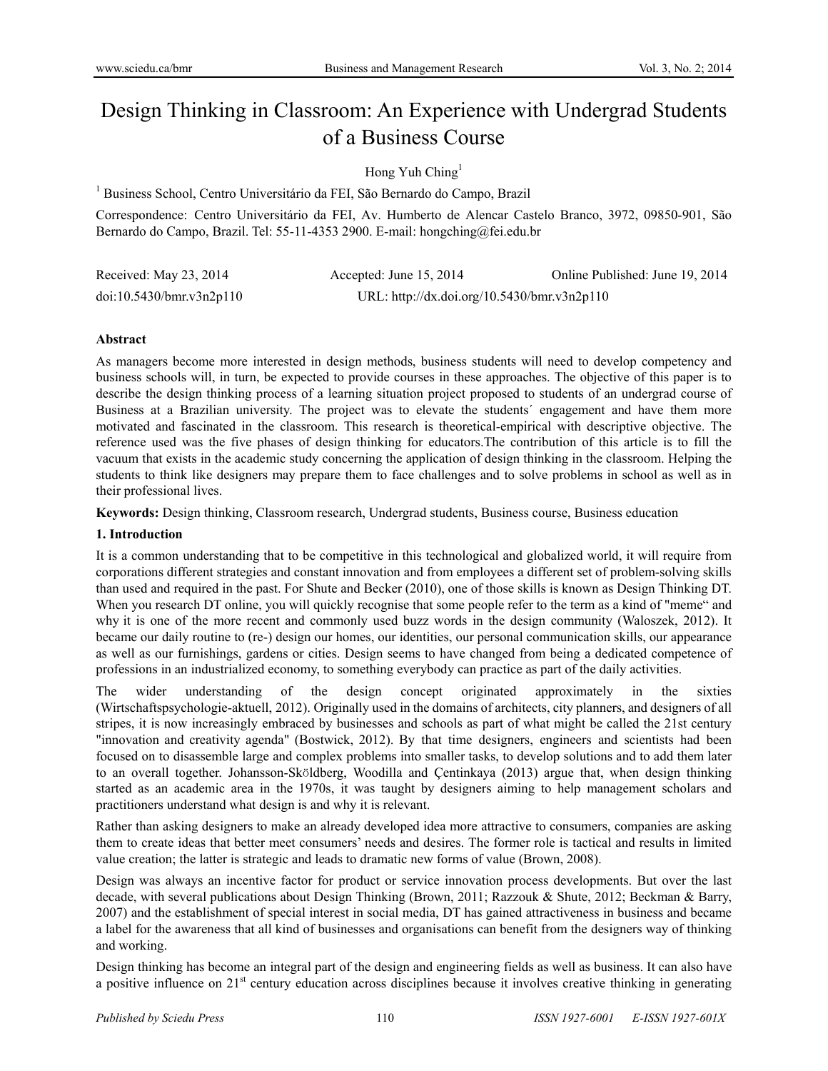# Design Thinking in Classroom: An Experience with Undergrad Students of a Business Course

Hong Yuh Ching[1]

[1] Business School, Centro Universitário da FEI, São Bernardo do Campo, Brazil

Correspondence: Centro Universitário da FEI, Av. Humberto de Alencar Castelo Branco, 3972, 09850-901, São Bernardo do Campo, Brazil. Tel: 55-11-4353 2900. E-mail: hongching@fei.edu.br

Received: May 23, 2014 Accepted: June 15, 2014 Online Published: June 19, 2014

doi:10.5430/bmr.v3n2p110 URL: http://dx.doi.org/10.5430/bmr.v3n2p110

**Abstract**

As managers become more interested in design methods, business students will need to develop competency and business schools will, in turn, be expected to provide courses in these approaches. The objective of this paper is to describe the design thinking process of a learning situation project proposed to students of an undergrad course of Business at a Brazilian university. The project was to elevate the students´ engagement and have them more motivated and fascinated in the classroom. This research is theoretical-empirical with descriptive objective. The reference used was the five phases of design thinking for educators.The contribution of this article is to fill the vacuum that exists in the academic study concerning the application of design thinking in the classroom. Helping the students to think like designers may prepare them to face challenges and to solve problems in school as well as in their professional lives.

**Keywords:** Design thinking, Classroom research, Undergrad students, Business course, Business education

## 1. Introduction

It is a common understanding that to be competitive in this technological and globalized world, it will require from corporations different strategies and constant innovation and from employees a different set of problem-solving skills than used and required in the past. For Shute and Becker (2010), one of those skills is known as Design Thinking DT. When you research DT online, you will quickly recognise that some people refer to the term as a kind of "meme" and why it is one of the more recent and commonly used buzz words in the design community (Waloszek, 2012). It became our daily routine to (re-) design our homes, our identities, our personal communication skills, our appearance as well as our furnishings, gardens or cities. Design seems to have changed from being a dedicated competence of professions in an industrialized economy, to something everybody can practice as part of the daily activities.

The wider understanding of the design concept originated approximately in the sixties (Wirtschaftspsychologie-aktuell, 2012). Originally used in the domains of architects, city planners, and designers of all stripes, it is now increasingly embraced by businesses and schools as part of what might be called the 21st century "innovation and creativity agenda" (Bostwick, 2012). By that time designers, engineers and scientists had been focused on to disassemble large and complex problems into smaller tasks, to develop solutions and to add them later to an overall together. Johansson-Sköldberg, Woodilla and Çentinkaya (2013) argue that, when design thinking started as an academic area in the 1970s, it was taught by designers aiming to help management scholars and practitioners understand what design is and why it is relevant.

Rather than asking designers to make an already developed idea more attractive to consumers, companies are asking them to create ideas that better meet consumers' needs and desires. The former role is tactical and results in limited value creation; the latter is strategic and leads to dramatic new forms of value (Brown, 2008).

Design was always an incentive factor for product or service innovation process developments. But over the last decade, with several publications about Design Thinking (Brown, 2011; Razzouk & Shute, 2012; Beckman & Barry, 2007) and the establishment of special interest in social media, DT has gained attractiveness in business and became a label for the awareness that all kind of businesses and organisations can benefit from the designers way of thinking and working.

Design thinking has become an integral part of the design and engineering fields as well as business. It can also have a positive influence on 21st century education across disciplines because it involves creative thinking in generating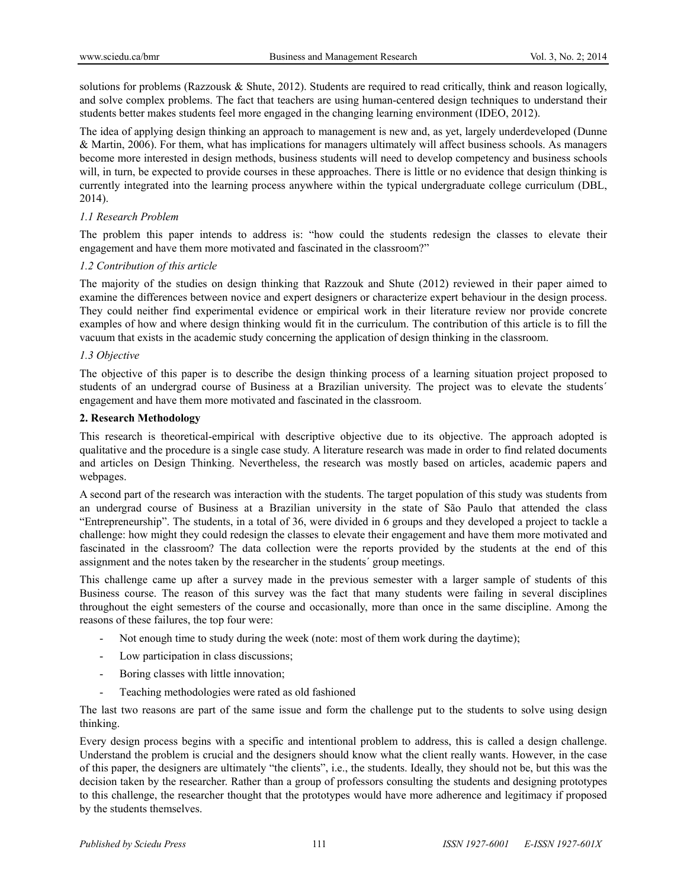solutions for problems (Razzousk & Shute, 2012). Students are required to read critically, think and reason logically, and solve complex problems. The fact that teachers are using human-centered design techniques to understand their students better makes students feel more engaged in the changing learning environment (IDEO, 2012).

The idea of applying design thinking an approach to management is new and, as yet, largely underdeveloped (Dunne & Martin, 2006). For them, what has implications for managers ultimately will affect business schools. As managers become more interested in design methods, business students will need to develop competency and business schools will, in turn, be expected to provide courses in these approaches. There is little or no evidence that design thinking is currently integrated into the learning process anywhere within the typical undergraduate college curriculum (DBL, 2014).

### *1.1 Research Problem*

The problem this paper intends to address is: "how could the students redesign the classes to elevate their engagement and have them more motivated and fascinated in the classroom?"

### *1.2 Contribution of this article*

The majority of the studies on design thinking that Razzouk and Shute (2012) reviewed in their paper aimed to examine the differences between novice and expert designers or characterize expert behaviour in the design process. They could neither find experimental evidence or empirical work in their literature review nor provide concrete examples of how and where design thinking would fit in the curriculum. The contribution of this article is to fill the vacuum that exists in the academic study concerning the application of design thinking in the classroom.

### *1.3 Objective*

The objective of this paper is to describe the design thinking process of a learning situation project proposed to students of an undergrad course of Business at a Brazilian university. The project was to elevate the students´ engagement and have them more motivated and fascinated in the classroom.

## 2. Research Methodology

This research is theoretical-empirical with descriptive objective due to its objective. The approach adopted is qualitative and the procedure is a single case study. A literature research was made in order to find related documents and articles on Design Thinking. Nevertheless, the research was mostly based on articles, academic papers and webpages.

A second part of the research was interaction with the students. The target population of this study was students from an undergrad course of Business at a Brazilian university in the state of São Paulo that attended the class "Entrepreneurship". The students, in a total of 36, were divided in 6 groups and they developed a project to tackle a challenge: how might they could redesign the classes to elevate their engagement and have them more motivated and fascinated in the classroom? The data collection were the reports provided by the students at the end of this assignment and the notes taken by the researcher in the students´ group meetings.

This challenge came up after a survey made in the previous semester with a larger sample of students of this Business course. The reason of this survey was the fact that many students were failing in several disciplines throughout the eight semesters of the course and occasionally, more than once in the same discipline. Among the reasons of these failures, the top four were:

- Not enough time to study during the week (note: most of them work during the daytime);
- Low participation in class discussions;
- Boring classes with little innovation;
- Teaching methodologies were rated as old fashioned

The last two reasons are part of the same issue and form the challenge put to the students to solve using design thinking.

Every design process begins with a specific and intentional problem to address, this is called a design challenge. Understand the problem is crucial and the designers should know what the client really wants. However, in the case of this paper, the designers are ultimately "the clients", i.e., the students. Ideally, they should not be, but this was the decision taken by the researcher. Rather than a group of professors consulting the students and designing prototypes to this challenge, the researcher thought that the prototypes would have more adherence and legitimacy if proposed by the students themselves.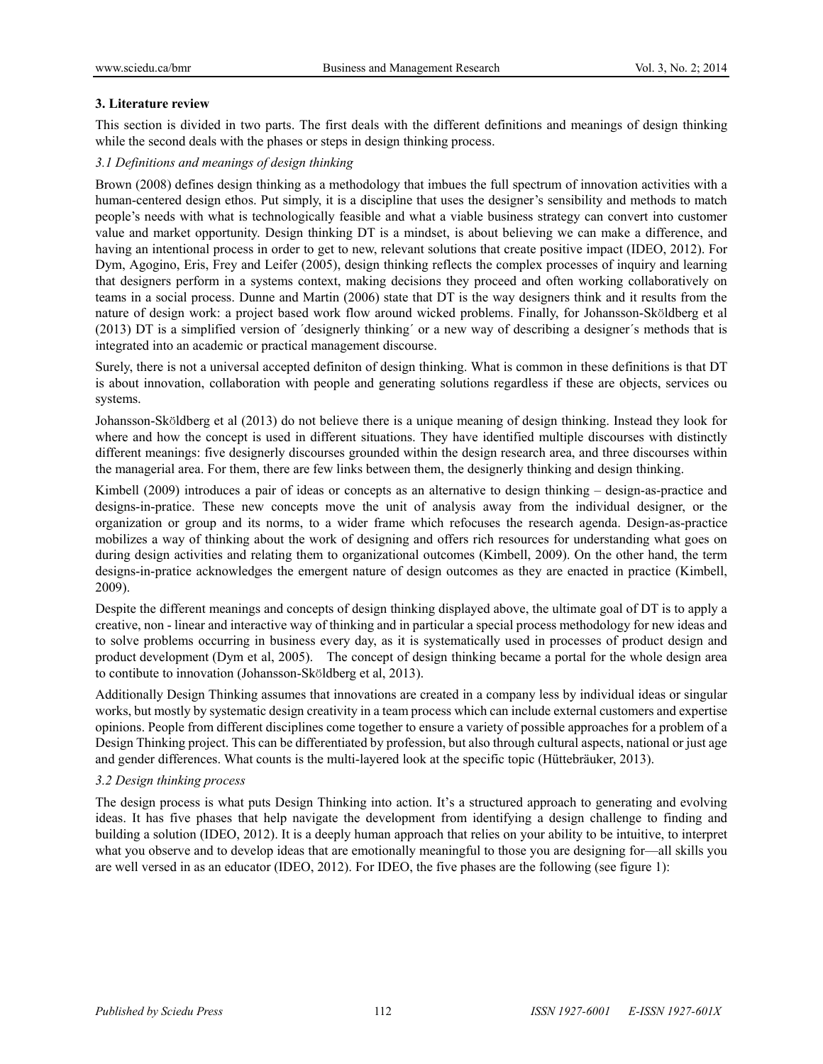## 3. Literature review

This section is divided in two parts. The first deals with the different definitions and meanings of design thinking while the second deals with the phases or steps in design thinking process.

### *3.1 Definitions and meanings of design thinking*

Brown (2008) defines design thinking as a methodology that imbues the full spectrum of innovation activities with a human-centered design ethos. Put simply, it is a discipline that uses the designer's sensibility and methods to match people's needs with what is technologically feasible and what a viable business strategy can convert into customer value and market opportunity. Design thinking DT is a mindset, is about believing we can make a difference, and having an intentional process in order to get to new, relevant solutions that create positive impact (IDEO, 2012). For Dym, Agogino, Eris, Frey and Leifer (2005), design thinking reflects the complex processes of inquiry and learning that designers perform in a systems context, making decisions they proceed and often working collaboratively on teams in a social process. Dunne and Martin (2006) state that DT is the way designers think and it results from the nature of design work: a project based work flow around wicked problems. Finally, for Johansson-Sköldberg et al (2013) DT is a simplified version of ´designerly thinking´ or a new way of describing a designer´s methods that is integrated into an academic or practical management discourse.

Surely, there is not a universal accepted definiton of design thinking. What is common in these definitions is that DT is about innovation, collaboration with people and generating solutions regardless if these are objects, services ou systems.

Johansson-Sköldberg et al (2013) do not believe there is a unique meaning of design thinking. Instead they look for where and how the concept is used in different situations. They have identified multiple discourses with distinctly different meanings: five designerly discourses grounded within the design research area, and three discourses within the managerial area. For them, there are few links between them, the designerly thinking and design thinking.

Kimbell (2009) introduces a pair of ideas or concepts as an alternative to design thinking – design-as-practice and designs-in-pratice. These new concepts move the unit of analysis away from the individual designer, or the organization or group and its norms, to a wider frame which refocuses the research agenda. Design-as-practice mobilizes a way of thinking about the work of designing and offers rich resources for understanding what goes on during design activities and relating them to organizational outcomes (Kimbell, 2009). On the other hand, the term designs-in-pratice acknowledges the emergent nature of design outcomes as they are enacted in practice (Kimbell, 2009).

Despite the different meanings and concepts of design thinking displayed above, the ultimate goal of DT is to apply a creative, non - linear and interactive way of thinking and in particular a special process methodology for new ideas and to solve problems occurring in business every day, as it is systematically used in processes of product design and product development (Dym et al, 2005). The concept of design thinking became a portal for the whole design area to contibute to innovation (Johansson-Sköldberg et al, 2013).

Additionally Design Thinking assumes that innovations are created in a company less by individual ideas or singular works, but mostly by systematic design creativity in a team process which can include external customers and expertise opinions. People from different disciplines come together to ensure a variety of possible approaches for a problem of a Design Thinking project. This can be differentiated by profession, but also through cultural aspects, national or just age and gender differences. What counts is the multi-layered look at the specific topic (Hüttebräuker, 2013).

### *3.2 Design thinking process*

The design process is what puts Design Thinking into action. It's a structured approach to generating and evolving ideas. It has five phases that help navigate the development from identifying a design challenge to finding and building a solution (IDEO, 2012). It is a deeply human approach that relies on your ability to be intuitive, to interpret what you observe and to develop ideas that are emotionally meaningful to those you are designing for—all skills you are well versed in as an educator (IDEO, 2012). For IDEO, the five phases are the following (see figure 1):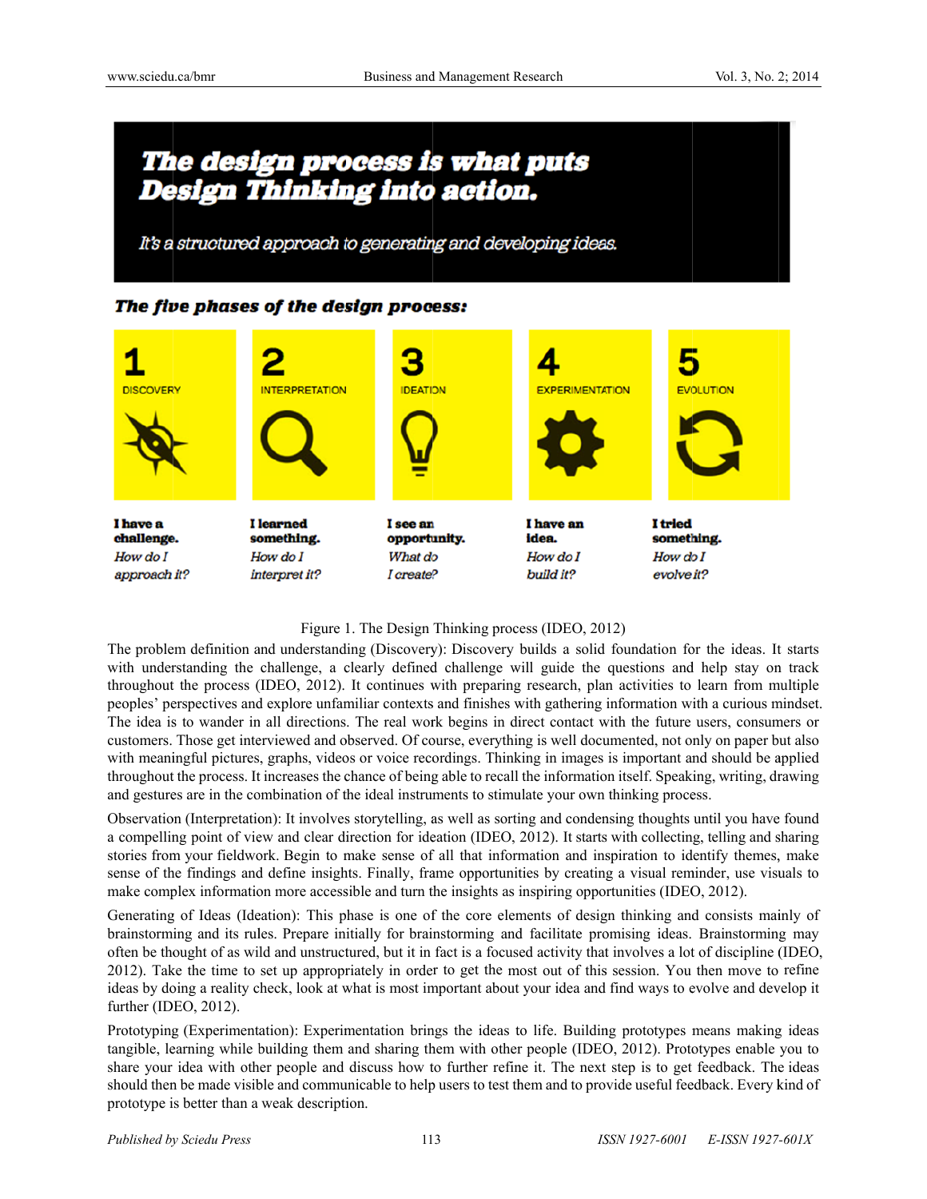**The design process is what puts Design Thinking into action.**

*It's a structured approach to generating and developing ideas.*

**The five phases of the design process:**

| 1 DISCOVERY | 2 INTERPRETATION | 3 IDEATION | 4 EXPERIMENTATION | 5 EVOLUTION |
|---|---|---|---|---|
| **I have a challenge.** *How do I approach it?* | **I learned something.** *How do I interpret it?* | **I see an opportunity.** *What do I create?* | **I have an idea.** *How do I build it?* | **I tried something.** *How do I evolve it?* |

Figure 1. The Design Thinking process (IDEO, 2012)

The problem definition and understanding (Discovery): Discovery builds a solid foundation for the ideas. It starts with understanding the challenge, a clearly defined challenge will guide the questions and help stay on track throughout the process (IDEO, 2012). It continues with preparing research, plan activities to learn from multiple peoples' perspectives and explore unfamiliar contexts and finishes with gathering information with a curious mindset. The idea is to wander in all directions. The real work begins in direct contact with the future users, consumers or customers. Those get interviewed and observed. Of course, everything is well documented, not only on paper but also with meaningful pictures, graphs, videos or voice recordings. Thinking in images is important and should be applied throughout the process. It increases the chance of being able to recall the information itself. Speaking, writing, drawing and gestures are in the combination of the ideal instruments to stimulate your own thinking process.

Observation (Interpretation): It involves storytelling, as well as sorting and condensing thoughts until you have found a compelling point of view and clear direction for ideation (IDEO, 2012). It starts with collecting, telling and sharing stories from your fieldwork. Begin to make sense of all that information and inspiration to identify themes, make sense of the findings and define insights. Finally, frame opportunities by creating a visual reminder, use visuals to make complex information more accessible and turn the insights as inspiring opportunities (IDEO, 2012).

Generating of Ideas (Ideation): This phase is one of the core elements of design thinking and consists mainly of brainstorming and its rules. Prepare initially for brainstorming and facilitate promising ideas. Brainstorming may often be thought of as wild and unstructured, but it in fact is a focused activity that involves a lot of discipline (IDEO, 2012). Take the time to set up appropriately in order to get the most out of this session. You then move to refine ideas by doing a reality check, look at what is most important about your idea and find ways to evolve and develop it further (IDEO, 2012).

Prototyping (Experimentation): Experimentation brings the ideas to life. Building prototypes means making ideas tangible, learning while building them and sharing them with other people (IDEO, 2012). Prototypes enable you to share your idea with other people and discuss how to further refine it. The next step is to get feedback. The ideas should then be made visible and communicable to help users to test them and to provide useful feedback. Every kind of prototype is better than a weak description.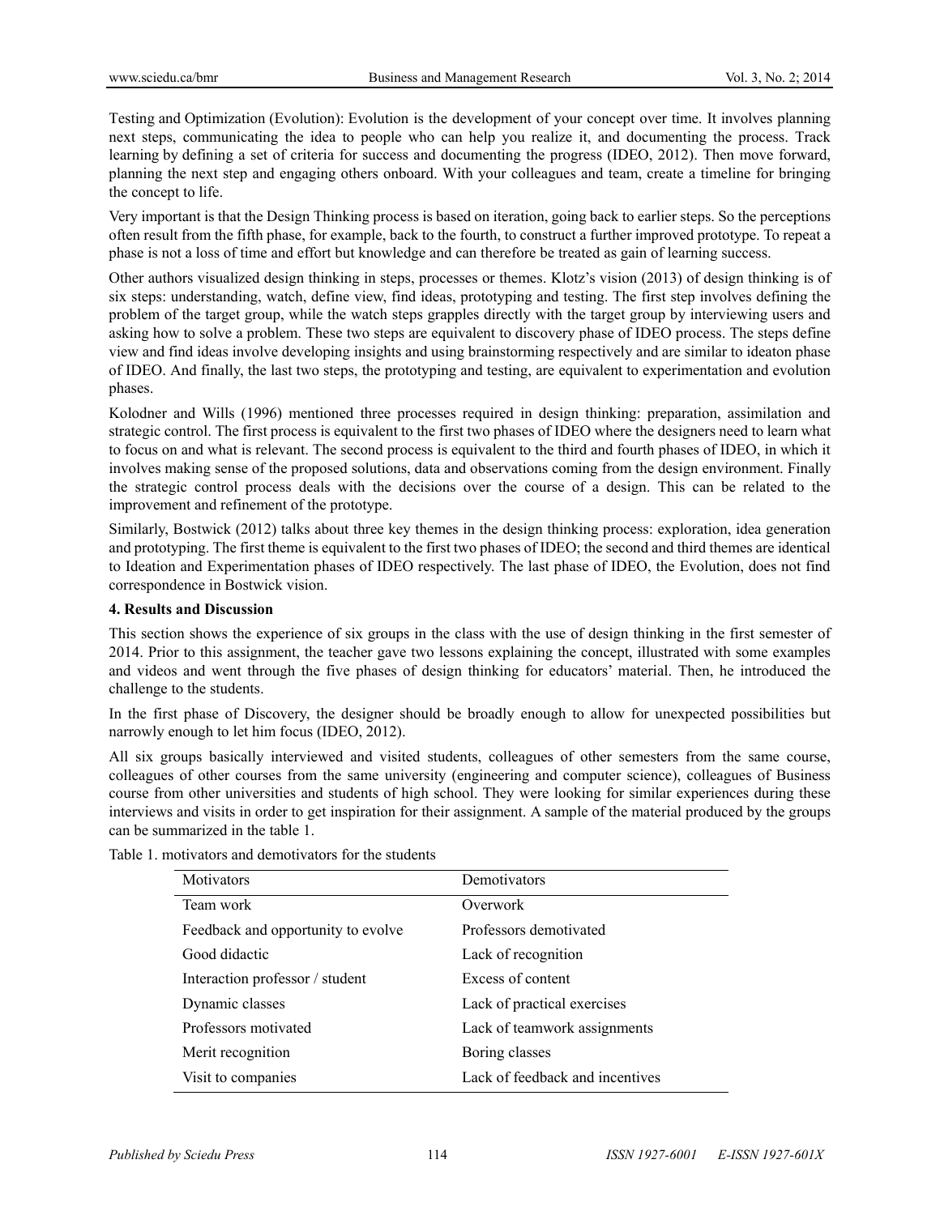Testing and Optimization (Evolution): Evolution is the development of your concept over time. It involves planning next steps, communicating the idea to people who can help you realize it, and documenting the process. Track learning by defining a set of criteria for success and documenting the progress (IDEO, 2012). Then move forward, planning the next step and engaging others onboard. With your colleagues and team, create a timeline for bringing the concept to life.

Very important is that the Design Thinking process is based on iteration, going back to earlier steps. So the perceptions often result from the fifth phase, for example, back to the fourth, to construct a further improved prototype. To repeat a phase is not a loss of time and effort but knowledge and can therefore be treated as gain of learning success.

Other authors visualized design thinking in steps, processes or themes. Klotz's vision (2013) of design thinking is of six steps: understanding, watch, define view, find ideas, prototyping and testing. The first step involves defining the problem of the target group, while the watch steps grapples directly with the target group by interviewing users and asking how to solve a problem. These two steps are equivalent to discovery phase of IDEO process. The steps define view and find ideas involve developing insights and using brainstorming respectively and are similar to ideaton phase of IDEO. And finally, the last two steps, the prototyping and testing, are equivalent to experimentation and evolution phases.

Kolodner and Wills (1996) mentioned three processes required in design thinking: preparation, assimilation and strategic control. The first process is equivalent to the first two phases of IDEO where the designers need to learn what to focus on and what is relevant. The second process is equivalent to the third and fourth phases of IDEO, in which it involves making sense of the proposed solutions, data and observations coming from the design environment. Finally the strategic control process deals with the decisions over the course of a design. This can be related to the improvement and refinement of the prototype.

Similarly, Bostwick (2012) talks about three key themes in the design thinking process: exploration, idea generation and prototyping. The first theme is equivalent to the first two phases of IDEO; the second and third themes are identical to Ideation and Experimentation phases of IDEO respectively. The last phase of IDEO, the Evolution, does not find correspondence in Bostwick vision.

**4. Results and Discussion**

This section shows the experience of six groups in the class with the use of design thinking in the first semester of 2014. Prior to this assignment, the teacher gave two lessons explaining the concept, illustrated with some examples and videos and went through the five phases of design thinking for educators' material. Then, he introduced the challenge to the students.

In the first phase of Discovery, the designer should be broadly enough to allow for unexpected possibilities but narrowly enough to let him focus (IDEO, 2012).

All six groups basically interviewed and visited students, colleagues of other semesters from the same course, colleagues of other courses from the same university (engineering and computer science), colleagues of Business course from other universities and students of high school. They were looking for similar experiences during these interviews and visits in order to get inspiration for their assignment. A sample of the material produced by the groups can be summarized in the table 1.

Table 1. motivators and demotivators for the students

| Motivators | Demotivators |
|---|---|
| Team work | Overwork |
| Feedback and opportunity to evolve | Professors demotivated |
| Good didactic | Lack of recognition |
| Interaction professor / student | Excess of content |
| Dynamic classes | Lack of practical exercises |
| Professors motivated | Lack of teamwork assignments |
| Merit recognition | Boring classes |
| Visit to companies | Lack of feedback and incentives |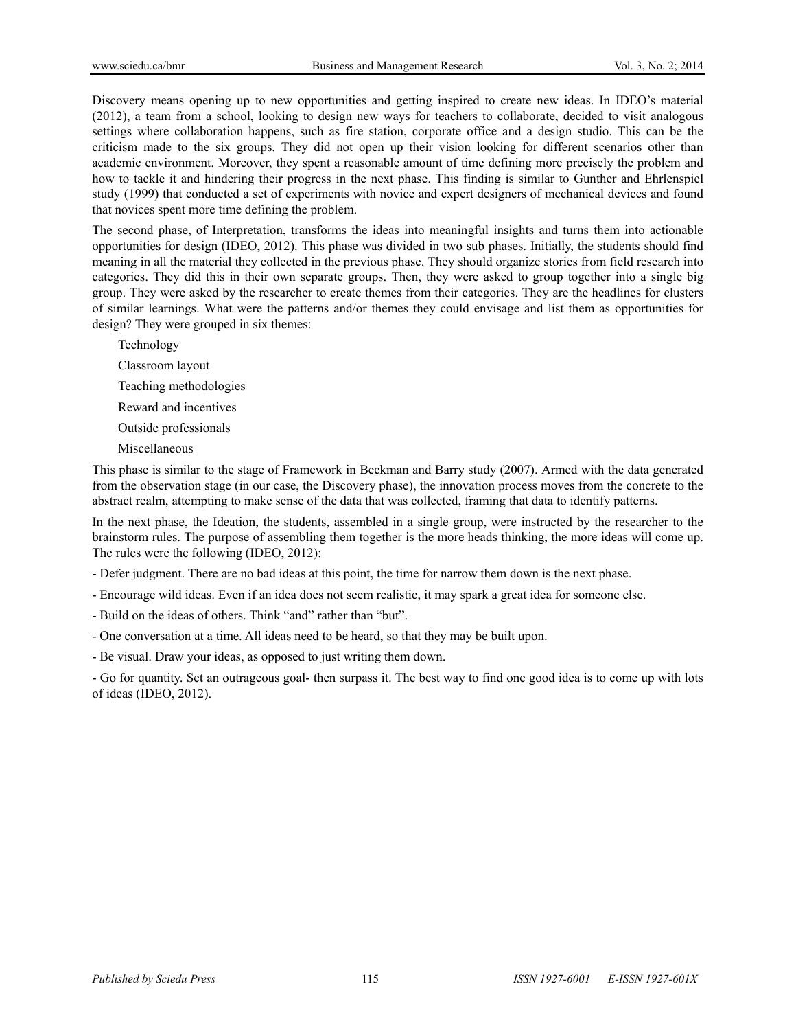Discovery means opening up to new opportunities and getting inspired to create new ideas. In IDEO's material (2012), a team from a school, looking to design new ways for teachers to collaborate, decided to visit analogous settings where collaboration happens, such as fire station, corporate office and a design studio. This can be the criticism made to the six groups. They did not open up their vision looking for different scenarios other than academic environment. Moreover, they spent a reasonable amount of time defining more precisely the problem and how to tackle it and hindering their progress in the next phase. This finding is similar to Gunther and Ehrlenspiel study (1999) that conducted a set of experiments with novice and expert designers of mechanical devices and found that novices spent more time defining the problem.

The second phase, of Interpretation, transforms the ideas into meaningful insights and turns them into actionable opportunities for design (IDEO, 2012). This phase was divided in two sub phases. Initially, the students should find meaning in all the material they collected in the previous phase. They should organize stories from field research into categories. They did this in their own separate groups. Then, they were asked to group together into a single big group. They were asked by the researcher to create themes from their categories. They are the headlines for clusters of similar learnings. What were the patterns and/or themes they could envisage and list them as opportunities for design? They were grouped in six themes:

Technology

Classroom layout

Teaching methodologies

Reward and incentives

Outside professionals

Miscellaneous

This phase is similar to the stage of Framework in Beckman and Barry study (2007). Armed with the data generated from the observation stage (in our case, the Discovery phase), the innovation process moves from the concrete to the abstract realm, attempting to make sense of the data that was collected, framing that data to identify patterns.

In the next phase, the Ideation, the students, assembled in a single group, were instructed by the researcher to the brainstorm rules. The purpose of assembling them together is the more heads thinking, the more ideas will come up. The rules were the following (IDEO, 2012):

- Defer judgment. There are no bad ideas at this point, the time for narrow them down is the next phase.
- Encourage wild ideas. Even if an idea does not seem realistic, it may spark a great idea for someone else.
- Build on the ideas of others. Think "and" rather than "but".
- One conversation at a time. All ideas need to be heard, so that they may be built upon.
- Be visual. Draw your ideas, as opposed to just writing them down.
- Go for quantity. Set an outrageous goal- then surpass it. The best way to find one good idea is to come up with lots of ideas (IDEO, 2012).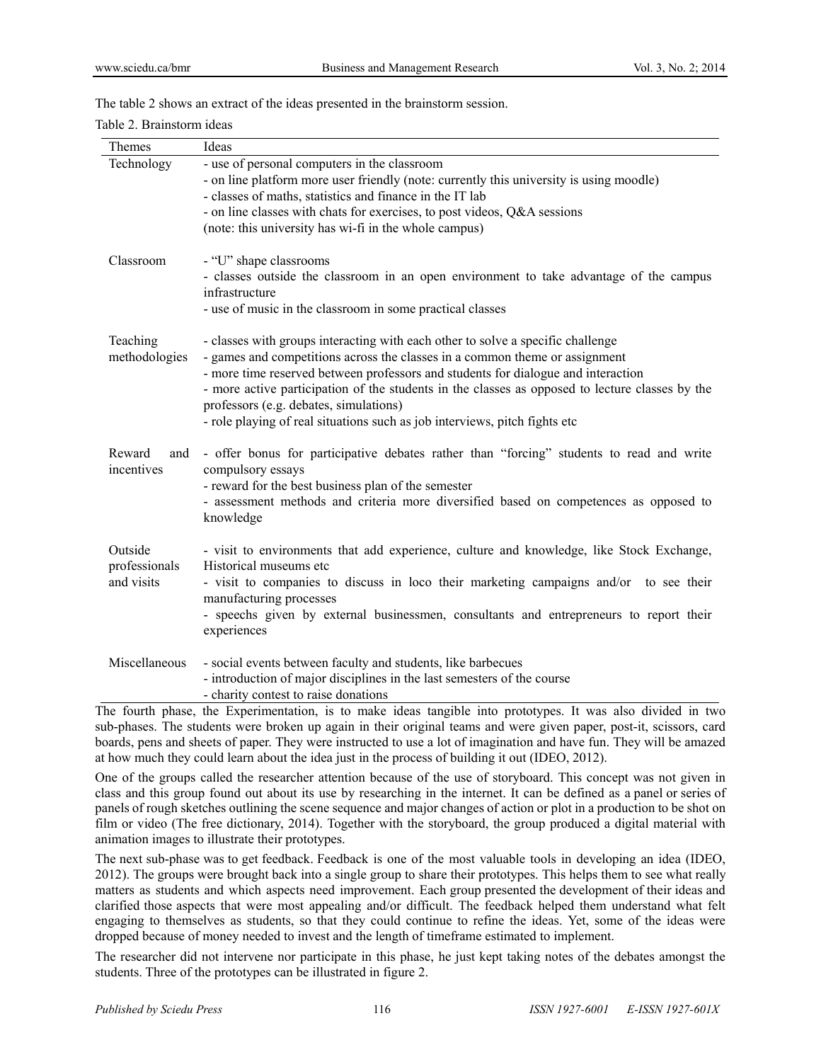The table 2 shows an extract of the ideas presented in the brainstorm session.

Table 2. Brainstorm ideas

| Themes | Ideas |
|---|---|
| Technology | - use of personal computers in the classroom<br>- on line platform more user friendly (note: currently this university is using moodle)<br>- classes of maths, statistics and finance in the IT lab<br>- on line classes with chats for exercises, to post videos, Q&A sessions<br>(note: this university has wi-fi in the whole campus) |
| Classroom | - "U" shape classrooms<br>- classes outside the classroom in an open environment to take advantage of the campus infrastructure<br>- use of music in the classroom in some practical classes |
| Teaching methodologies | - classes with groups interacting with each other to solve a specific challenge<br>- games and competitions across the classes in a common theme or assignment<br>- more time reserved between professors and students for dialogue and interaction<br>- more active participation of the students in the classes as opposed to lecture classes by the professors (e.g. debates, simulations)<br>- role playing of real situations such as job interviews, pitch fights etc |
| Reward and incentives | - offer bonus for participative debates rather than "forcing" students to read and write compulsory essays<br>- reward for the best business plan of the semester<br>- assessment methods and criteria more diversified based on competences as opposed to knowledge |
| Outside professionals and visits | - visit to environments that add experience, culture and knowledge, like Stock Exchange, Historical museums etc<br>- visit to companies to discuss in loco their marketing campaigns and/or to see their manufacturing processes<br>- speechs given by external businessmen, consultants and entrepreneurs to report their experiences |
| Miscellaneous | - social events between faculty and students, like barbecues<br>- introduction of major disciplines in the last semesters of the course<br>- charity contest to raise donations |

The fourth phase, the Experimentation, is to make ideas tangible into prototypes. It was also divided in two sub-phases. The students were broken up again in their original teams and were given paper, post-it, scissors, card boards, pens and sheets of paper. They were instructed to use a lot of imagination and have fun. They will be amazed at how much they could learn about the idea just in the process of building it out (IDEO, 2012).

One of the groups called the researcher attention because of the use of storyboard. This concept was not given in class and this group found out about its use by researching in the internet. It can be defined as a panel or series of panels of rough sketches outlining the scene sequence and major changes of action or plot in a production to be shot on film or video (The free dictionary, 2014). Together with the storyboard, the group produced a digital material with animation images to illustrate their prototypes.

The next sub-phase was to get feedback. Feedback is one of the most valuable tools in developing an idea (IDEO, 2012). The groups were brought back into a single group to share their prototypes. This helps them to see what really matters as students and which aspects need improvement. Each group presented the development of their ideas and clarified those aspects that were most appealing and/or difficult. The feedback helped them understand what felt engaging to themselves as students, so that they could continue to refine the ideas. Yet, some of the ideas were dropped because of money needed to invest and the length of timeframe estimated to implement.

The researcher did not intervene nor participate in this phase, he just kept taking notes of the debates amongst the students. Three of the prototypes can be illustrated in figure 2.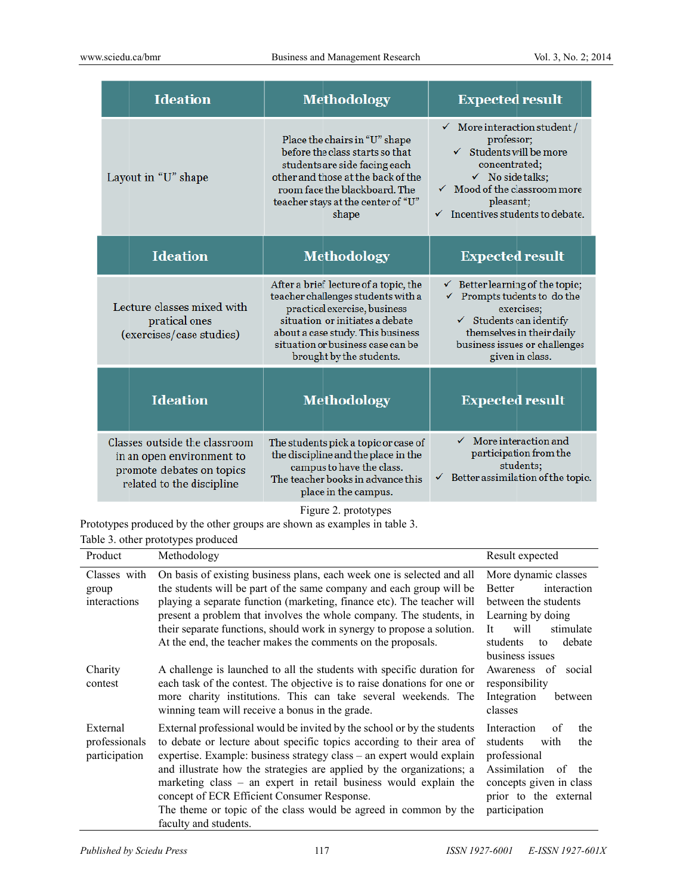| Ideation | Methodology | Expected result |
|---|---|---|
| Layout in "U" shape | Place the chairs in "U" shape before the class starts so that students are side facing each other and those at the back of the room face the blackboard. The teacher stays at the center of "U" shape | ✓ More interaction student / professor;<br>✓ Students will be more concentrated;<br>✓ No side talks;<br>✓ Mood of the classroom more pleasant;<br>✓ Incentives students to debate. |

| Ideation | Methodology | Expected result |
|---|---|---|
| Lecture classes mixed with pratical ones (exercises/case studies) | After a brief lecture of a topic, the teacher challenges students with a practical exercise, business situation or initiates a debate about a case study. This business situation or business case can be brought by the students. | ✓ Better learning of the topic;<br>✓ Prompts tudents to do the exercises;<br>✓ Students can identify themselves in their daily business issues or challenges given in class. |

| Ideation | Methodology | Expected result |
|---|---|---|
| Classes outside the classroom in an open environment to promote debates on topics related to the discipline | The students pick a topic or case of the discipline and the place in the campus to have the class. The teacher books in advance this place in the campus. | ✓ More interaction and participation from the students;<br>✓ Better assimilation of the topic. |

Figure 2. prototypes

Prototypes produced by the other groups are shown as examples in table 3.

Table 3. other prototypes produced

| Product | Methodology | Result expected |
|---|---|---|
| Classes with group interactions | On basis of existing business plans, each week one is selected and all the students will be part of the same company and each group will be playing a separate function (marketing, finance etc). The teacher will present a problem that involves the whole company. The students, in their separate functions, should work in synergy to propose a solution. At the end, the teacher makes the comments on the proposals. | More dynamic classes<br>Better interaction between the students<br>Learning by doing<br>It will stimulate students to debate business issues |
| Charity contest | A challenge is launched to all the students with specific duration for each task of the contest. The objective is to raise donations for one or more charity institutions. This can take several weekends. The winning team will receive a bonus in the grade. | Awareness of social responsibility<br>Integration between classes |
| External professionals participation | External professional would be invited by the school or by the students to debate or lecture about specific topics according to their area of expertise. Example: business strategy class – an expert would explain and illustrate how the strategies are applied by the organizations; a marketing class – an expert in retail business would explain the concept of ECR Efficient Consumer Response.<br>The theme or topic of the class would be agreed in common by the faculty and students. | Interaction of the students with the professional<br>Assimilation of the concepts given in class prior to the external participation |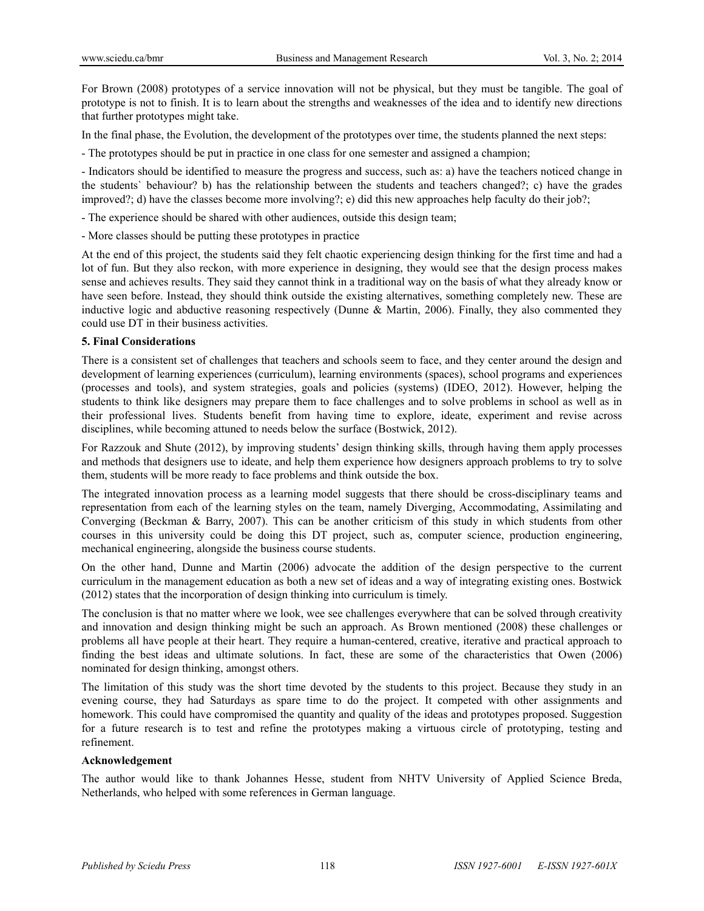For Brown (2008) prototypes of a service innovation will not be physical, but they must be tangible. The goal of prototype is not to finish. It is to learn about the strengths and weaknesses of the idea and to identify new directions that further prototypes might take.

In the final phase, the Evolution, the development of the prototypes over time, the students planned the next steps:

- The prototypes should be put in practice in one class for one semester and assigned a champion;

- Indicators should be identified to measure the progress and success, such as: a) have the teachers noticed change in the students` behaviour? b) has the relationship between the students and teachers changed?; c) have the grades improved?; d) have the classes become more involving?; e) did this new approaches help faculty do their job?;

- The experience should be shared with other audiences, outside this design team;

- More classes should be putting these prototypes in practice

At the end of this project, the students said they felt chaotic experiencing design thinking for the first time and had a lot of fun. But they also reckon, with more experience in designing, they would see that the design process makes sense and achieves results. They said they cannot think in a traditional way on the basis of what they already know or have seen before. Instead, they should think outside the existing alternatives, something completely new. These are inductive logic and abductive reasoning respectively (Dunne & Martin, 2006). Finally, they also commented they could use DT in their business activities.

**5. Final Considerations**

There is a consistent set of challenges that teachers and schools seem to face, and they center around the design and development of learning experiences (curriculum), learning environments (spaces), school programs and experiences (processes and tools), and system strategies, goals and policies (systems) (IDEO, 2012). However, helping the students to think like designers may prepare them to face challenges and to solve problems in school as well as in their professional lives. Students benefit from having time to explore, ideate, experiment and revise across disciplines, while becoming attuned to needs below the surface (Bostwick, 2012).

For Razzouk and Shute (2012), by improving students' design thinking skills, through having them apply processes and methods that designers use to ideate, and help them experience how designers approach problems to try to solve them, students will be more ready to face problems and think outside the box.

The integrated innovation process as a learning model suggests that there should be cross-disciplinary teams and representation from each of the learning styles on the team, namely Diverging, Accommodating, Assimilating and Converging (Beckman & Barry, 2007). This can be another criticism of this study in which students from other courses in this university could be doing this DT project, such as, computer science, production engineering, mechanical engineering, alongside the business course students.

On the other hand, Dunne and Martin (2006) advocate the addition of the design perspective to the current curriculum in the management education as both a new set of ideas and a way of integrating existing ones. Bostwick (2012) states that the incorporation of design thinking into curriculum is timely.

The conclusion is that no matter where we look, wee see challenges everywhere that can be solved through creativity and innovation and design thinking might be such an approach. As Brown mentioned (2008) these challenges or problems all have people at their heart. They require a human-centered, creative, iterative and practical approach to finding the best ideas and ultimate solutions. In fact, these are some of the characteristics that Owen (2006) nominated for design thinking, amongst others.

The limitation of this study was the short time devoted by the students to this project. Because they study in an evening course, they had Saturdays as spare time to do the project. It competed with other assignments and homework. This could have compromised the quantity and quality of the ideas and prototypes proposed. Suggestion for a future research is to test and refine the prototypes making a virtuous circle of prototyping, testing and refinement.

**Acknowledgement**

The author would like to thank Johannes Hesse, student from NHTV University of Applied Science Breda, Netherlands, who helped with some references in German language.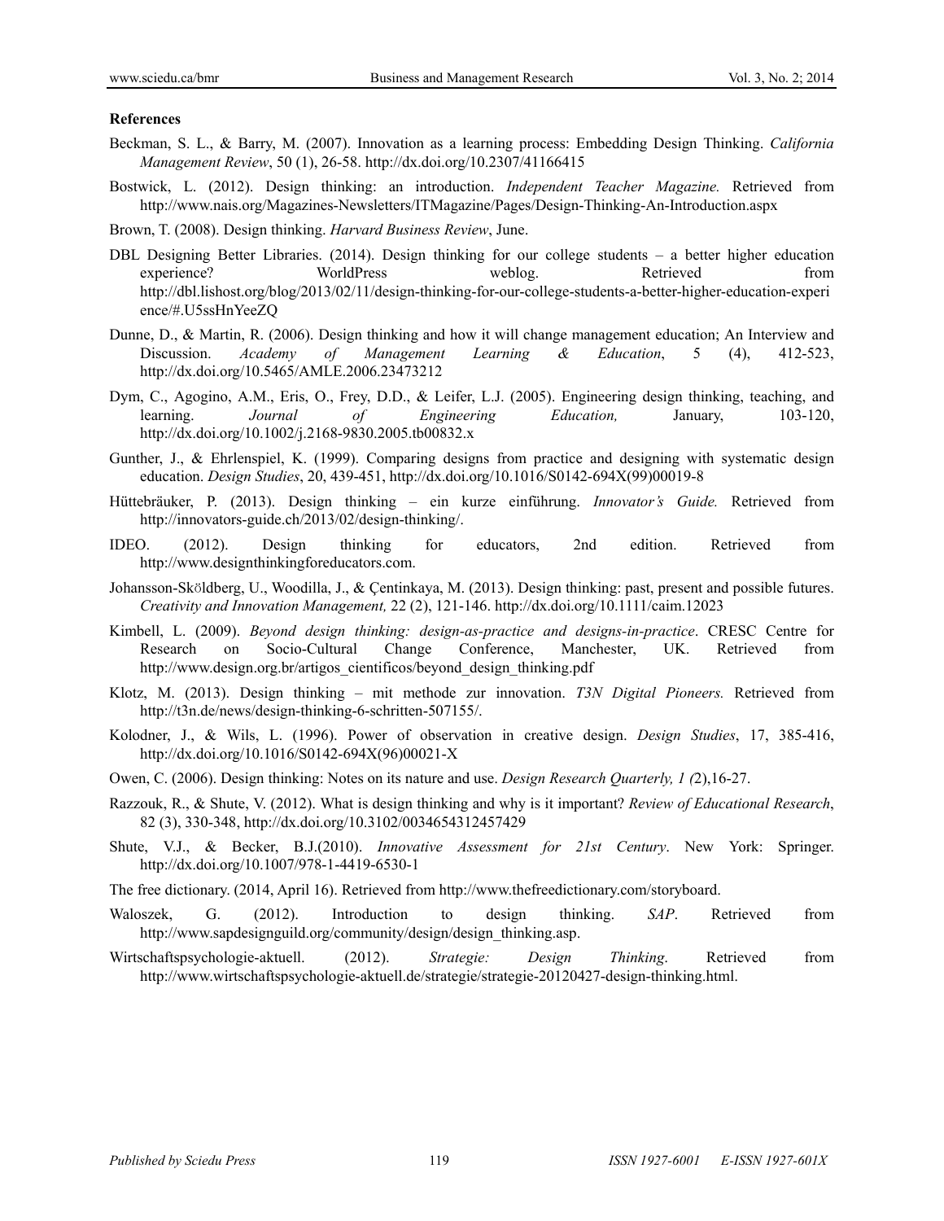**References**

Beckman, S. L., & Barry, M. (2007). Innovation as a learning process: Embedding Design Thinking. *California Management Review*, 50 (1), 26-58. http://dx.doi.org/10.2307/41166415

Bostwick, L. (2012). Design thinking: an introduction. *Independent Teacher Magazine.* Retrieved from http://www.nais.org/Magazines-Newsletters/ITMagazine/Pages/Design-Thinking-An-Introduction.aspx

Brown, T. (2008). Design thinking. *Harvard Business Review*, June.

DBL Designing Better Libraries. (2014). Design thinking for our college students – a better higher education experience? WorldPress weblog. Retrieved from http://dbl.lishost.org/blog/2013/02/11/design-thinking-for-our-college-students-a-better-higher-education-experience/#.U5ssHnYeeZQ

Dunne, D., & Martin, R. (2006). Design thinking and how it will change management education; An Interview and Discussion. *Academy of Management Learning & Education*, 5 (4), 412-523, http://dx.doi.org/10.5465/AMLE.2006.23473212

Dym, C., Agogino, A.M., Eris, O., Frey, D.D., & Leifer, L.J. (2005). Engineering design thinking, teaching, and learning. *Journal of Engineering Education,* January, 103-120, http://dx.doi.org/10.1002/j.2168-9830.2005.tb00832.x

Gunther, J., & Ehrlenspiel, K. (1999). Comparing designs from practice and designing with systematic design education. *Design Studies*, 20, 439-451, http://dx.doi.org/10.1016/S0142-694X(99)00019-8

Hüttebräuker, P. (2013). Design thinking – ein kurze einführung. *Innovator's Guide.* Retrieved from http://innovators-guide.ch/2013/02/design-thinking/.

IDEO. (2012). Design thinking for educators, 2nd edition. Retrieved from http://www.designthinkingforeducators.com.

Johansson-Sköldberg, U., Woodilla, J., & Çentinkaya, M. (2013). Design thinking: past, present and possible futures. *Creativity and Innovation Management,* 22 (2), 121-146. http://dx.doi.org/10.1111/caim.12023

Kimbell, L. (2009). *Beyond design thinking: design-as-practice and designs-in-practice*. CRESC Centre for Research on Socio-Cultural Change Conference, Manchester, UK. Retrieved from http://www.design.org.br/artigos_cientificos/beyond_design_thinking.pdf

Klotz, M. (2013). Design thinking – mit methode zur innovation. *T3N Digital Pioneers.* Retrieved from http://t3n.de/news/design-thinking-6-schritten-507155/.

Kolodner, J., & Wils, L. (1996). Power of observation in creative design. *Design Studies*, 17, 385-416, http://dx.doi.org/10.1016/S0142-694X(96)00021-X

Owen, C. (2006). Design thinking: Notes on its nature and use. *Design Research Quarterly, 1 (*2),16-27.

Razzouk, R., & Shute, V. (2012). What is design thinking and why is it important? *Review of Educational Research*, 82 (3), 330-348, http://dx.doi.org/10.3102/0034654312457429

Shute, V.J., & Becker, B.J.(2010). *Innovative Assessment for 21st Century*. New York: Springer. http://dx.doi.org/10.1007/978-1-4419-6530-1

The free dictionary. (2014, April 16). Retrieved from http://www.thefreedictionary.com/storyboard.

Waloszek, G. (2012). Introduction to design thinking. *SAP*. Retrieved from http://www.sapdesignguild.org/community/design/design_thinking.asp.

Wirtschaftspsychologie-aktuell. (2012). *Strategie: Design Thinking*. Retrieved from http://www.wirtschaftspsychologie-aktuell.de/strategie/strategie-20120427-design-thinking.html.